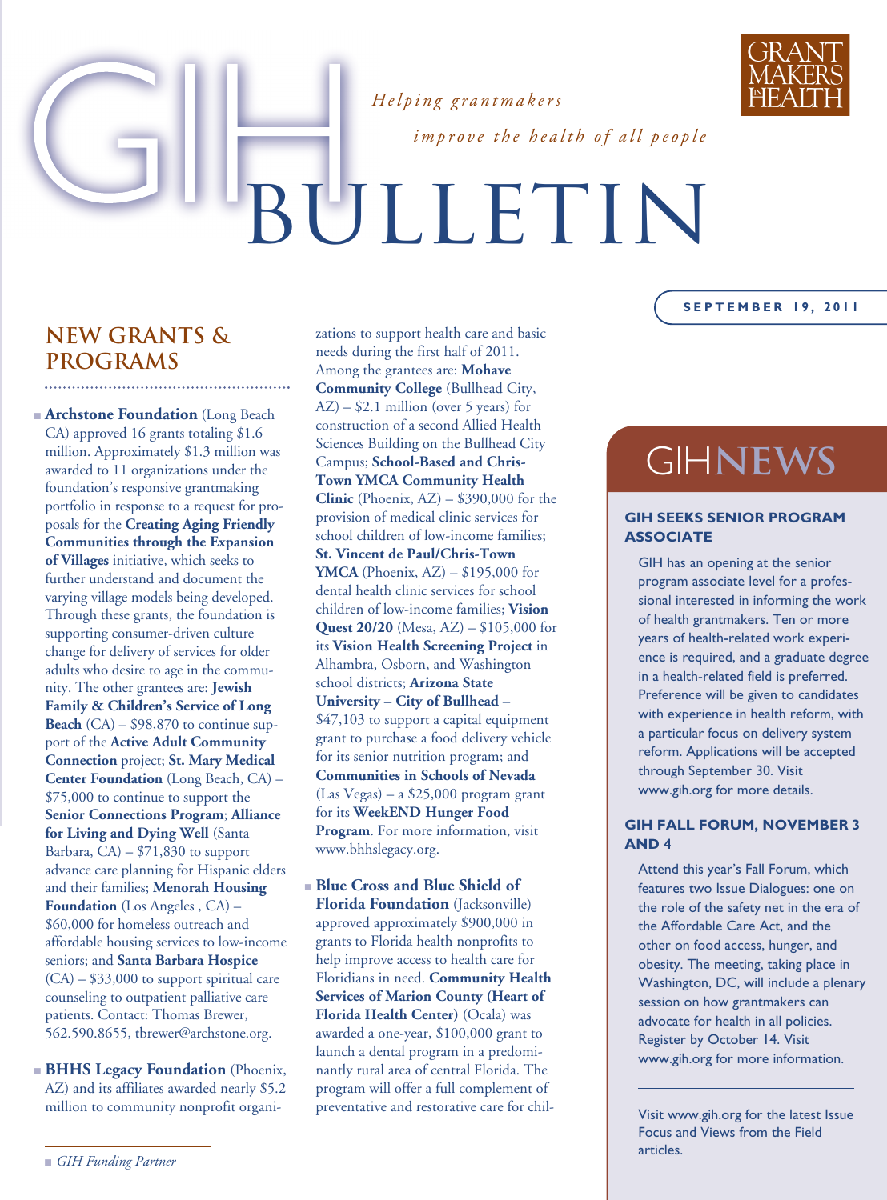# GIH BULLETIN

*Helping grantmakers improve the health of all people*

GRANTMAKERS IN HEALTH

**SEPTEMBER 19, 2011**

## NEW GRANTS & PROGRAMS

■ **Archstone Foundation** (Long Beach CA) approved 16 grants totaling $1.6 million. Approximately $1.3 million was awarded to 11 organizations under the foundation's responsive grantmaking portfolio in response to a request for proposals for the **Creating Aging Friendly Communities through the Expansion of Villages** initiative, which seeks to further understand and document the varying village models being developed. Through these grants, the foundation is supporting consumer-driven culture change for delivery of services for older adults who desire to age in the community. The other grantees are: **Jewish Family & Children's Service of Long Beach** (CA) – $98,870 to continue support of the **Active Adult Community Connection** project; **St. Mary Medical Center Foundation** (Long Beach, CA) – $75,000 to continue to support the **Senior Connections Program**; **Alliance for Living and Dying Well** (Santa Barbara, CA) – $71,830 to support advance care planning for Hispanic elders and their families; **Menorah Housing Foundation** (Los Angeles , CA) – $60,000 for homeless outreach and affordable housing services to low-income seniors; and **Santa Barbara Hospice** (CA) – $33,000 to support spiritual care counseling to outpatient palliative care patients. Contact: Thomas Brewer, 562.590.8655, tbrewer@archstone.org.

■ **BHHS Legacy Foundation** (Phoenix, AZ) and its affiliates awarded nearly $5.2 million to community nonprofit organizations to support health care and basic needs during the first half of 2011. Among the grantees are: **Mohave Community College** (Bullhead City, AZ) – $2.1 million (over 5 years) for construction of a second Allied Health Sciences Building on the Bullhead City Campus; **School-Based and Chris-Town YMCA Community Health Clinic** (Phoenix, AZ) – $390,000 for the provision of medical clinic services for school children of low-income families; **St. Vincent de Paul/Chris-Town YMCA** (Phoenix, AZ) – $195,000 for dental health clinic services for school children of low-income families; **Vision Quest 20/20** (Mesa, AZ) – $105,000 for its **Vision Health Screening Project** in Alhambra, Osborn, and Washington school districts; **Arizona State University – City of Bullhead** – $47,103 to support a capital equipment grant to purchase a food delivery vehicle for its senior nutrition program; and **Communities in Schools of Nevada** (Las Vegas) – a $25,000 program grant for its **WeekEND Hunger Food Program**. For more information, visit www.bhhslegacy.org.

■ **Blue Cross and Blue Shield of Florida Foundation** (Jacksonville) approved approximately $900,000 in grants to Florida health nonprofits to help improve access to health care for Floridians in need. **Community Health Services of Marion County (Heart of Florida Health Center)** (Ocala) was awarded a one-year, $100,000 grant to launch a dental program in a predominantly rural area of central Florida. The program will offer a full complement of preventative and restorative care for chil-

■ *GIH Funding Partner*

## GIHNEWS

### GIH SEEKS SENIOR PROGRAM ASSOCIATE

GIH has an opening at the senior program associate level for a professional interested in informing the work of health grantmakers. Ten or more years of health-related work experience is required, and a graduate degree in a health-related field is preferred. Preference will be given to candidates with experience in health reform, with a particular focus on delivery system reform. Applications will be accepted through September 30. Visit www.gih.org for more details.

### GIH FALL FORUM, NOVEMBER 3 AND 4

Attend this year's Fall Forum, which features two Issue Dialogues: one on the role of the safety net in the era of the Affordable Care Act, and the other on food access, hunger, and obesity. The meeting, taking place in Washington, DC, will include a plenary session on how grantmakers can advocate for health in all policies. Register by October 14. Visit www.gih.org for more information.

Visit www.gih.org for the latest Issue Focus and Views from the Field articles.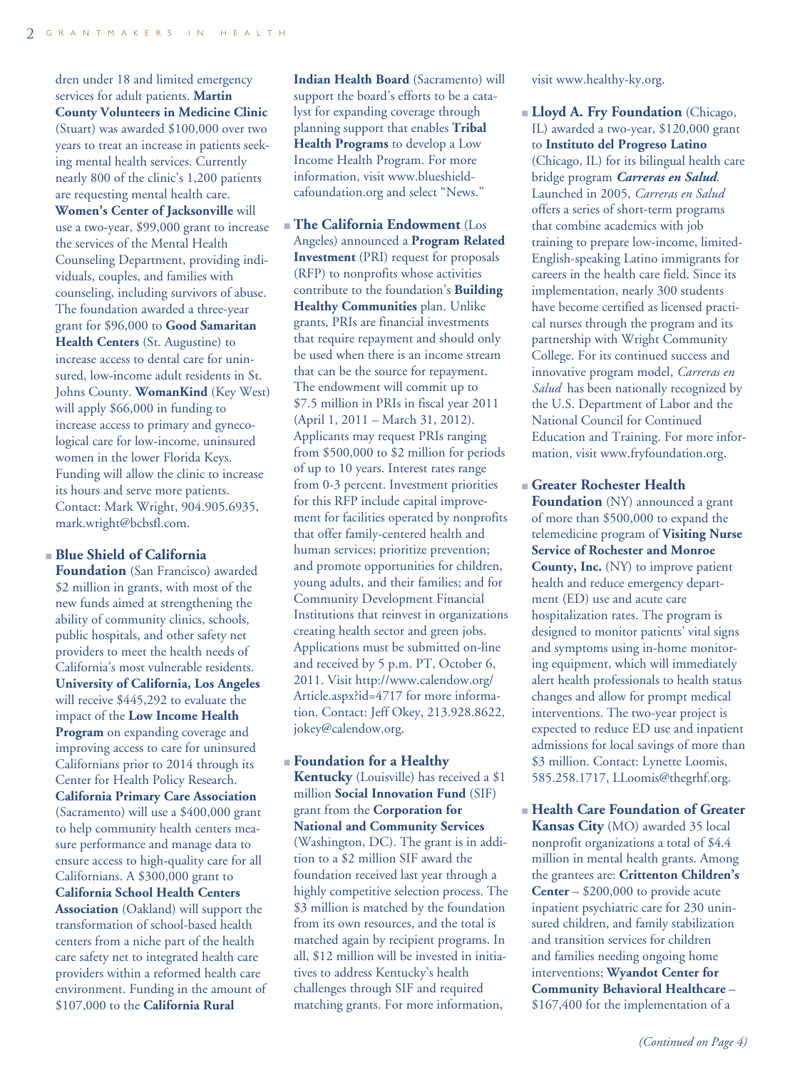dren under 18 and limited emergency services for adult patients. **Martin County Volunteers in Medicine Clinic** (Stuart) was awarded $100,000 over two years to treat an increase in patients seeking mental health services. Currently nearly 800 of the clinic's 1,200 patients are requesting mental health care. **Women's Center of Jacksonville** will use a two-year, $99,000 grant to increase the services of the Mental Health Counseling Department, providing individuals, couples, and families with counseling, including survivors of abuse. The foundation awarded a three-year grant for $96,000 to **Good Samaritan Health Centers** (St. Augustine) to increase access to dental care for uninsured, low-income adult residents in St. Johns County. **WomanKind** (Key West) will apply $66,000 in funding to increase access to primary and gynecological care for low-income, uninsured women in the lower Florida Keys. Funding will allow the clinic to increase its hours and serve more patients. Contact: Mark Wright, 904.905.6935, mark.wright@bcbsfl.com.

- **Blue Shield of California Foundation** (San Francisco) awarded $2 million in grants, with most of the new funds aimed at strengthening the ability of community clinics, schools, public hospitals, and other safety net providers to meet the health needs of California's most vulnerable residents. **University of California, Los Angeles** will receive $445,292 to evaluate the impact of the **Low Income Health Program** on expanding coverage and improving access to care for uninsured Californians prior to 2014 through its Center for Health Policy Research. **California Primary Care Association** (Sacramento) will use a $400,000 grant to help community health centers measure performance and manage data to ensure access to high-quality care for all Californians. A $300,000 grant to **California School Health Centers Association** (Oakland) will support the transformation of school-based health centers from a niche part of the health care safety net to integrated health care providers within a reformed health care environment. Funding in the amount of $107,000 to the **California Rural Indian Health Board** (Sacramento) will support the board's efforts to be a catalyst for expanding coverage through planning support that enables **Tribal Health Programs** to develop a Low Income Health Program. For more information, visit www.blueshieldcafoundation.org and select "News."

- **The California Endowment** (Los Angeles) announced a **Program Related Investment** (PRI) request for proposals (RFP) to nonprofits whose activities contribute to the foundation's **Building Healthy Communities** plan. Unlike grants, PRIs are financial investments that require repayment and should only be used when there is an income stream that can be the source for repayment. The endowment will commit up to $7.5 million in PRIs in fiscal year 2011 (April 1, 2011 – March 31, 2012). Applicants may request PRIs ranging from $500,000 to $2 million for periods of up to 10 years. Interest rates range from 0-3 percent. Investment priorities for this RFP include capital improvement for facilities operated by nonprofits that offer family-centered health and human services; prioritize prevention; and promote opportunities for children, young adults, and their families; and for Community Development Financial Institutions that reinvest in organizations creating health sector and green jobs. Applications must be submitted on-line and received by 5 p.m. PT, October 6, 2011. Visit http://www.calendow.org/Article.aspx?id=4717 for more information. Contact: Jeff Okey, 213.928.8622, jokey@calendow.org.

- **Foundation for a Healthy Kentucky** (Louisville) has received a $1 million **Social Innovation Fund** (SIF) grant from the **Corporation for National and Community Services** (Washington, DC). The grant is in addition to a $2 million SIF award the foundation received last year through a highly competitive selection process. The $3 million is matched by the foundation from its own resources, and the total is matched again by recipient programs. In all, $12 million will be invested in initiatives to address Kentucky's health challenges through SIF and required matching grants. For more information, visit www.healthy-ky.org.

- **Lloyd A. Fry Foundation** (Chicago, IL) awarded a two-year, $120,000 grant to **Instituto del Progreso Latino** (Chicago, IL) for its bilingual health care bridge program ***Carreras en Salud***. Launched in 2005, *Carreras en Salud* offers a series of short-term programs that combine academics with job training to prepare low-income, limited-English-speaking Latino immigrants for careers in the health care field. Since its implementation, nearly 300 students have become certified as licensed practical nurses through the program and its partnership with Wright Community College. For its continued success and innovative program model, *Carreras en Salud* has been nationally recognized by the U.S. Department of Labor and the National Council for Continued Education and Training. For more information, visit www.fryfoundation.org.

- **Greater Rochester Health Foundation** (NY) announced a grant of more than $500,000 to expand the telemedicine program of **Visiting Nurse Service of Rochester and Monroe County, Inc.** (NY) to improve patient health and reduce emergency department (ED) use and acute care hospitalization rates. The program is designed to monitor patients' vital signs and symptoms using in-home monitoring equipment, which will immediately alert health professionals to health status changes and allow for prompt medical interventions. The two-year project is expected to reduce ED use and inpatient admissions for local savings of more than $3 million. Contact: Lynette Loomis, 585.258.1717, LLoomis@thegrhf.org.

- **Health Care Foundation of Greater Kansas City** (MO) awarded 35 local nonprofit organizations a total of $4.4 million in mental health grants. Among the grantees are: **Crittenton Children's Center** – $200,000 to provide acute inpatient psychiatric care for 230 uninsured children, and family stabilization and transition services for children and families needing ongoing home interventions; **Wyandot Center for Community Behavioral Healthcare** – $167,400 for the implementation of a

*(Continued on Page 4)*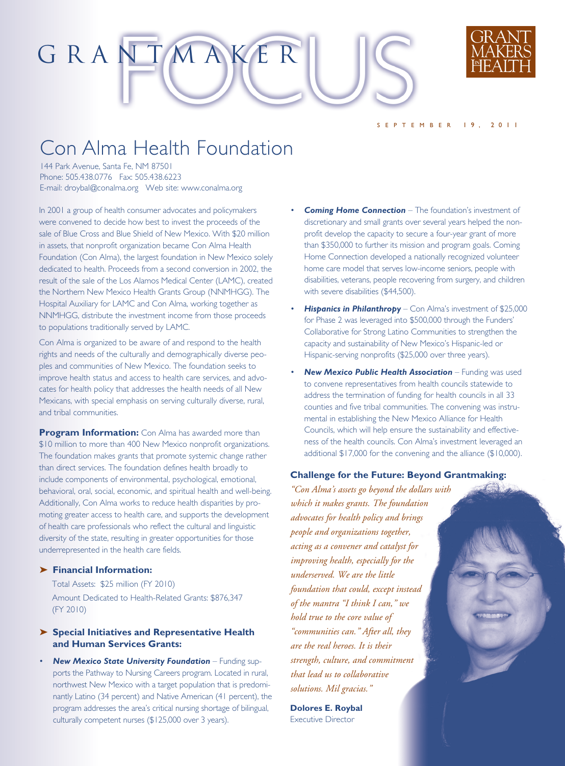# Con Alma Health Foundation

144 Park Avenue, Santa Fe, NM 87501
Phone: 505.438.0776 Fax: 505.438.6223
E-mail: droybal@conalma.org Web site: www.conalma.org

In 2001 a group of health consumer advocates and policymakers were convened to decide how best to invest the proceeds of the sale of Blue Cross and Blue Shield of New Mexico. With $20 million in assets, that nonprofit organization became Con Alma Health Foundation (Con Alma), the largest foundation in New Mexico solely dedicated to health. Proceeds from a second conversion in 2002, the result of the sale of the Los Alamos Medical Center (LAMC), created the Northern New Mexico Health Grants Group (NNMHGG). The Hospital Auxiliary for LAMC and Con Alma, working together as NNMHGG, distribute the investment income from those proceeds to populations traditionally served by LAMC.

Con Alma is organized to be aware of and respond to the health rights and needs of the culturally and demographically diverse peoples and communities of New Mexico. The foundation seeks to improve health status and access to health care services, and advocates for health policy that addresses the health needs of all New Mexicans, with special emphasis on serving culturally diverse, rural, and tribal communities.

**Program Information:** Con Alma has awarded more than $10 million to more than 400 New Mexico nonprofit organizations. The foundation makes grants that promote systemic change rather than direct services. The foundation defines health broadly to include components of environmental, psychological, emotional, behavioral, oral, social, economic, and spiritual health and well-being. Additionally, Con Alma works to reduce health disparities by promoting greater access to health care, and supports the development of health care professionals who reflect the cultural and linguistic diversity of the state, resulting in greater opportunities for those underrepresented in the health care fields.

### Financial Information:

Total Assets: $25 million (FY 2010)
Amount Dedicated to Health-Related Grants: $876,347 (FY 2010)

### Special Initiatives and Representative Health and Human Services Grants:

- ***New Mexico State University Foundation*** – Funding supports the Pathway to Nursing Careers program. Located in rural, northwest New Mexico with a target population that is predominantly Latino (34 percent) and Native American (41 percent), the program addresses the area's critical nursing shortage of bilingual, culturally competent nurses ($125,000 over 3 years).
- ***Coming Home Connection*** – The foundation's investment of discretionary and small grants over several years helped the nonprofit develop the capacity to secure a four-year grant of more than $350,000 to further its mission and program goals. Coming Home Connection developed a nationally recognized volunteer home care model that serves low-income seniors, people with disabilities, veterans, people recovering from surgery, and children with severe disabilities ($44,500).
- ***Hispanics in Philanthropy*** – Con Alma's investment of $25,000 for Phase 2 was leveraged into $500,000 through the Funders' Collaborative for Strong Latino Communities to strengthen the capacity and sustainability of New Mexico's Hispanic-led or Hispanic-serving nonprofits ($25,000 over three years).
- ***New Mexico Public Health Association*** – Funding was used to convene representatives from health councils statewide to address the termination of funding for health councils in all 33 counties and five tribal communities. The convening was instrumental in establishing the New Mexico Alliance for Health Councils, which will help ensure the sustainability and effectiveness of the health councils. Con Alma's investment leveraged an additional $17,000 for the convening and the alliance ($10,000).

### Challenge for the Future: Beyond Grantmaking:

*"Con Alma's assets go beyond the dollars with which it makes grants. The foundation advocates for health policy and brings people and organizations together, acting as a convener and catalyst for improving health, especially for the underserved. We are the little foundation that could, except instead of the mantra "I think I can," we hold true to the core value of "communities can." After all, they are the real heroes. It is their strength, culture, and commitment that lead us to collaborative solutions. Mil gracias."*

**Dolores E. Roybal**
Executive Director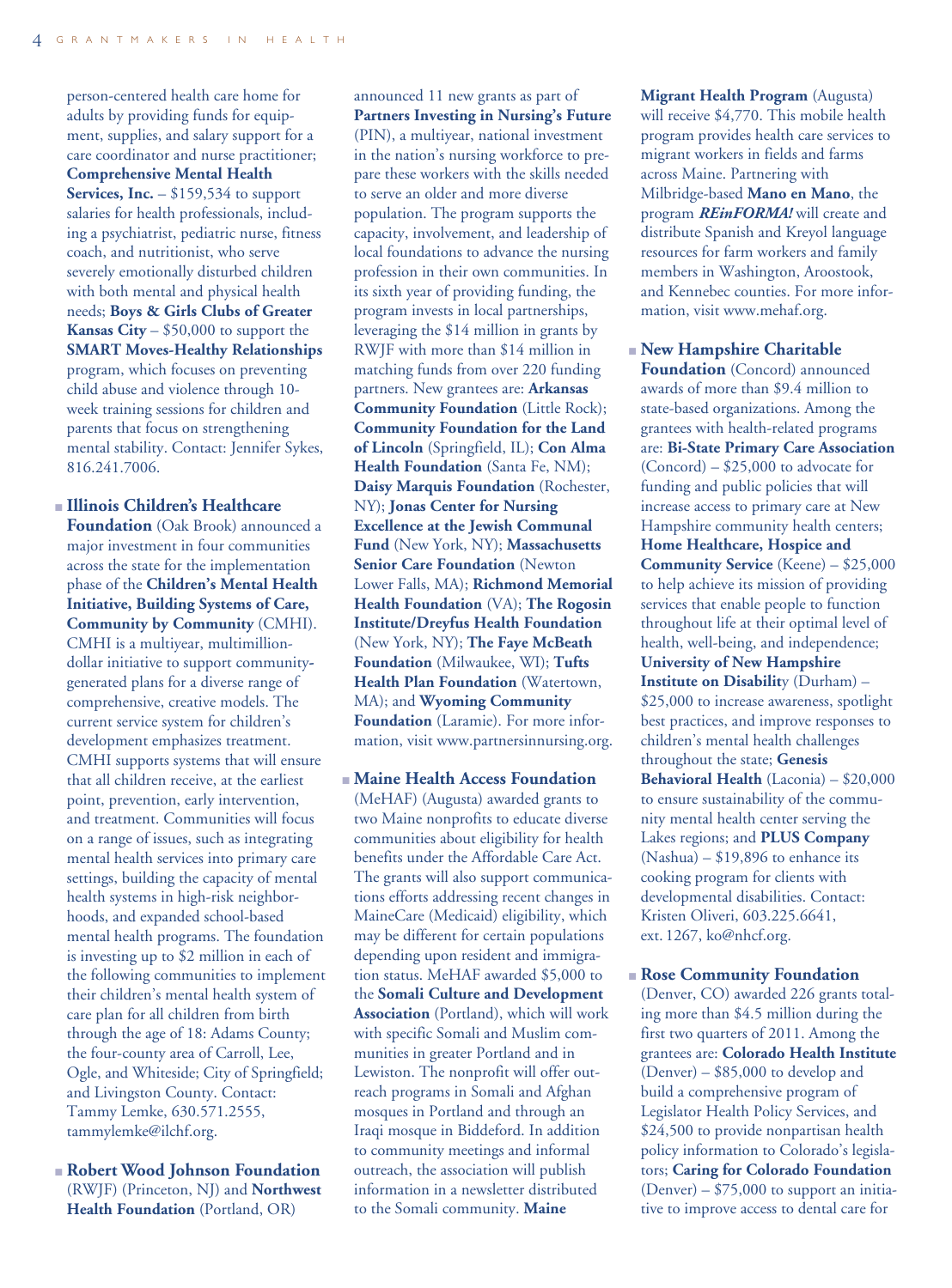person-centered health care home for adults by providing funds for equipment, supplies, and salary support for a care coordinator and nurse practitioner; **Comprehensive Mental Health Services, Inc.** – $159,534 to support salaries for health professionals, including a psychiatrist, pediatric nurse, fitness coach, and nutritionist, who serve severely emotionally disturbed children with both mental and physical health needs; **Boys & Girls Clubs of Greater Kansas City** – $50,000 to support the **SMART Moves-Healthy Relationships** program, which focuses on preventing child abuse and violence through 10-week training sessions for children and parents that focus on strengthening mental stability. Contact: Jennifer Sykes, 816.241.7006.

- **Illinois Children's Healthcare Foundation** (Oak Brook) announced a major investment in four communities across the state for the implementation phase of the **Children's Mental Health Initiative, Building Systems of Care, Community by Community** (CMHI). CMHI is a multiyear, multimillion-dollar initiative to support community-generated plans for a diverse range of comprehensive, creative models. The current service system for children's development emphasizes treatment. CMHI supports systems that will ensure that all children receive, at the earliest point, prevention, early intervention, and treatment. Communities will focus on a range of issues, such as integrating mental health services into primary care settings, building the capacity of mental health systems in high-risk neighborhoods, and expanded school-based mental health programs. The foundation is investing up to $2 million in each of the following communities to implement their children's mental health system of care plan for all children from birth through the age of 18: Adams County; the four-county area of Carroll, Lee, Ogle, and Whiteside; City of Springfield; and Livingston County. Contact: Tammy Lemke, 630.571.2555, tammylemke@ilchf.org.

- **Robert Wood Johnson Foundation** (RWJF) (Princeton, NJ) and **Northwest Health Foundation** (Portland, OR) announced 11 new grants as part of **Partners Investing in Nursing's Future** (PIN), a multiyear, national investment in the nation's nursing workforce to prepare these workers with the skills needed to serve an older and more diverse population. The program supports the capacity, involvement, and leadership of local foundations to advance the nursing profession in their own communities. In its sixth year of providing funding, the program invests in local partnerships, leveraging the $14 million in grants by RWJF with more than $14 million in matching funds from over 220 funding partners. New grantees are: **Arkansas Community Foundation** (Little Rock); **Community Foundation for the Land of Lincoln** (Springfield, IL); **Con Alma Health Foundation** (Santa Fe, NM); **Daisy Marquis Foundation** (Rochester, NY); **Jonas Center for Nursing Excellence at the Jewish Communal Fund** (New York, NY); **Massachusetts Senior Care Foundation** (Newton Lower Falls, MA); **Richmond Memorial Health Foundation** (VA); **The Rogosin Institute/Dreyfus Health Foundation** (New York, NY); **The Faye McBeath Foundation** (Milwaukee, WI); **Tufts Health Plan Foundation** (Watertown, MA); and **Wyoming Community Foundation** (Laramie). For more information, visit www.partnersinnursing.org.

- **Maine Health Access Foundation** (MeHAF) (Augusta) awarded grants to two Maine nonprofits to educate diverse communities about eligibility for health benefits under the Affordable Care Act. The grants will also support communications efforts addressing recent changes in MaineCare (Medicaid) eligibility, which may be different for certain populations depending upon resident and immigration status. MeHAF awarded $5,000 to the **Somali Culture and Development Association** (Portland), which will work with specific Somali and Muslim communities in greater Portland and in Lewiston. The nonprofit will offer outreach programs in Somali and Afghan mosques in Portland and through an Iraqi mosque in Biddeford. In addition to community meetings and informal outreach, the association will publish information in a newsletter distributed to the Somali community. **Maine Migrant Health Program** (Augusta) will receive $4,770. This mobile health program provides health care services to migrant workers in fields and farms across Maine. Partnering with Milbridge-based **Mano en Mano**, the program ***REinFORMA!*** will create and distribute Spanish and Kreyol language resources for farm workers and family members in Washington, Aroostook, and Kennebec counties. For more information, visit www.mehaf.org.

- **New Hampshire Charitable Foundation** (Concord) announced awards of more than $9.4 million to state-based organizations. Among the grantees with health-related programs are: **Bi-State Primary Care Association** (Concord) – $25,000 to advocate for funding and public policies that will increase access to primary care at New Hampshire community health centers; **Home Healthcare, Hospice and Community Service** (Keene) – $25,000 to help achieve its mission of providing services that enable people to function throughout life at their optimal level of health, well-being, and independence; **University of New Hampshire Institute on Disabilit**y (Durham) – $25,000 to increase awareness, spotlight best practices, and improve responses to children's mental health challenges throughout the state; **Genesis Behavioral Health** (Laconia) – $20,000 to ensure sustainability of the community mental health center serving the Lakes regions; and **PLUS Company** (Nashua) – $19,896 to enhance its cooking program for clients with developmental disabilities. Contact: Kristen Oliveri, 603.225.6641, ext. 1267, ko@nhcf.org.

- **Rose Community Foundation** (Denver, CO) awarded 226 grants totaling more than $4.5 million during the first two quarters of 2011. Among the grantees are: **Colorado Health Institute** (Denver) – $85,000 to develop and build a comprehensive program of Legislator Health Policy Services, and $24,500 to provide nonpartisan health policy information to Colorado's legislators; **Caring for Colorado Foundation** (Denver) – $75,000 to support an initiative to improve access to dental care for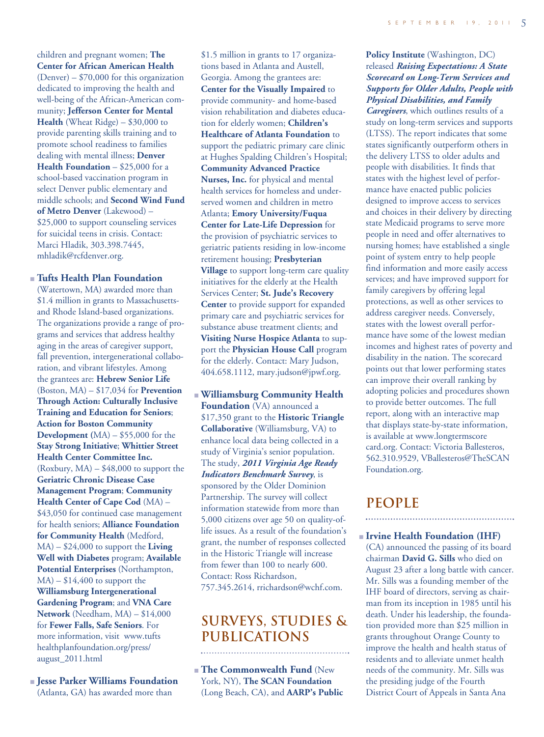children and pregnant women; **The Center for African American Health** (Denver) – $70,000 for this organization dedicated to improving the health and well-being of the African-American community; **Jefferson Center for Mental Health** (Wheat Ridge) – $30,000 to provide parenting skills training and to promote school readiness to families dealing with mental illness; **Denver Health Foundation** – $25,000 for a school-based vaccination program in select Denver public elementary and middle schools; and **Second Wind Fund of Metro Denver** (Lakewood) – $25,000 to support counseling services for suicidal teens in crisis. Contact: Marci Hladik, 303.398.7445, mhladik@rcfdenver.org.

- **Tufts Health Plan Foundation** (Watertown, MA) awarded more than $1.4 million in grants to Massachusetts- and Rhode Island-based organizations. The organizations provide a range of programs and services that address healthy aging in the areas of caregiver support, fall prevention, intergenerational collaboration, and vibrant lifestyles. Among the grantees are: **Hebrew Senior Life** (Boston, MA) – $17,034 for **Prevention Through Action: Culturally Inclusive Training and Education for Seniors**; **Action for Boston Community Development** (MA) – $55,000 for the **Stay Strong Initiative**; **Whittier Street Health Center Committee Inc.** (Roxbury, MA) – $48,000 to support the **Geriatric Chronic Disease Case Management Program**; **Community Health Center of Cape Cod** (MA) – $43,050 for continued case management for health seniors; **Alliance Foundation for Community Health** (Medford, MA) – $24,000 to support the **Living Well with Diabetes** program; **Available Potential Enterprises** (Northampton, MA) – $14,400 to support the **Williamsburg Intergenerational Gardening Program**; and **VNA Care Network** (Needham, MA) – $14,000 for **Fewer Falls, Safe Seniors**. For more information, visit www.tuftshealthplanfoundation.org/press/august_2011.html

- **Jesse Parker Williams Foundation** (Atlanta, GA) has awarded more than $1.5 million in grants to 17 organizations based in Atlanta and Austell, Georgia. Among the grantees are: **Center for the Visually Impaired** to provide community- and home-based vision rehabilitation and diabetes education for elderly women; **Children's Healthcare of Atlanta Foundation** to support the pediatric primary care clinic at Hughes Spalding Children's Hospital; **Community Advanced Practice Nurses, Inc.** for physical and mental health services for homeless and underserved women and children in metro Atlanta; **Emory University/Fuqua Center for Late-Life Depression** for the provision of psychiatric services to geriatric patients residing in low-income retirement housing; **Presbyterian Village** to support long-term care quality initiatives for the elderly at the Health Services Center; **St. Jude's Recovery Center** to provide support for expanded primary care and psychiatric services for substance abuse treatment clients; and **Visiting Nurse Hospice Atlanta** to support the **Physician House Call** program for the elderly. Contact: Mary Judson, 404.658.1112, mary.judson@jpwf.org.

- **Williamsburg Community Health Foundation** (VA) announced a $17,350 grant to the **Historic Triangle Collaborative** (Williamsburg, VA) to enhance local data being collected in a study of Virginia's senior population. The study, ***2011 Virginia Age Ready Indicators Benchmark Survey***, is sponsored by the Older Dominion Partnership. The survey will collect information statewide from more than 5,000 citizens over age 50 on quality-of-life issues. As a result of the foundation's grant, the number of responses collected in the Historic Triangle will increase from fewer than 100 to nearly 600. Contact: Ross Richardson, 757.345.2614, rrichardson@wchf.com.

## SURVEYS, STUDIES & PUBLICATIONS

- **The Commonwealth Fund** (New York, NY), **The SCAN Foundation** (Long Beach, CA), and **AARP's Public Policy Institute** (Washington, DC) released ***Raising Expectations: A State Scorecard on Long-Term Services and Supports for Older Adults, People with Physical Disabilities, and Family Caregivers***, which outlines results of a study on long-term services and supports (LTSS). The report indicates that some states significantly outperform others in the delivery LTSS to older adults and people with disabilities. It finds that states with the highest level of performance have enacted public policies designed to improve access to services and choices in their delivery by directing state Medicaid programs to serve more people in need and offer alternatives to nursing homes; have established a single point of system entry to help people find information and more easily access services; and have improved support for family caregivers by offering legal protections, as well as other services to address caregiver needs. Conversely, states with the lowest overall performance have some of the lowest median incomes and highest rates of poverty and disability in the nation. The scorecard points out that lower performing states can improve their overall ranking by adopting policies and procedures shown to provide better outcomes. The full report, along with an interactive map that displays state-by-state information, is available at www.longtermscorecard.org. Contact: Victoria Ballesteros, 562.310.9529, VBallesteros@TheSCANFoundation.org.

## PEOPLE

- **Irvine Health Foundation (IHF)** (CA) announced the passing of its board chairman **David G. Sills** who died on August 23 after a long battle with cancer. Mr. Sills was a founding member of the IHF board of directors, serving as chairman from its inception in 1985 until his death. Under his leadership, the foundation provided more than $25 million in grants throughout Orange County to improve the health and health status of residents and to alleviate unmet health needs of the community. Mr. Sills was the presiding judge of the Fourth District Court of Appeals in Santa Ana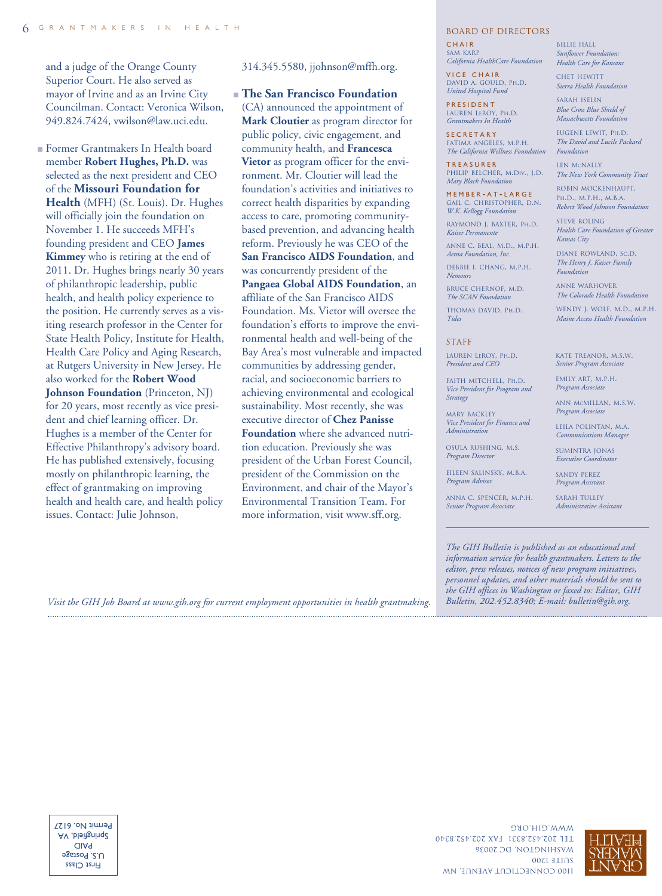and a judge of the Orange County Superior Court. He also served as mayor of Irvine and as an Irvine City Councilman. Contact: Veronica Wilson, 949.824.7424, vwilson@law.uci.edu.

- Former Grantmakers In Health board member **Robert Hughes, Ph.D.** was selected as the next president and CEO of the **Missouri Foundation for Health** (MFH) (St. Louis). Dr. Hughes will officially join the foundation on November 1. He succeeds MFH's founding president and CEO **James Kimmey** who is retiring at the end of 2011. Dr. Hughes brings nearly 30 years of philanthropic leadership, public health, and health policy experience to the position. He currently serves as a visiting research professor in the Center for State Health Policy, Institute for Health, Health Care Policy and Aging Research, at Rutgers University in New Jersey. He also worked for the **Robert Wood Johnson Foundation** (Princeton, NJ) for 20 years, most recently as vice president and chief learning officer. Dr. Hughes is a member of the Center for Effective Philanthropy's advisory board. He has published extensively, focusing mostly on philanthropic learning, the effect of grantmaking on improving health and health care, and health policy issues. Contact: Julie Johnson, 314.345.5580, jjohnson@mffh.org.

- **The San Francisco Foundation** (CA) announced the appointment of **Mark Cloutier** as program director for public policy, civic engagement, and community health, and **Francesca Vietor** as program officer for the environment. Mr. Cloutier will lead the foundation's activities and initiatives to correct health disparities by expanding access to care, promoting community-based prevention, and advancing health reform. Previously he was CEO of the **San Francisco AIDS Foundation**, and was concurrently president of the **Pangaea Global AIDS Foundation**, an affiliate of the San Francisco AIDS Foundation. Ms. Vietor will oversee the foundation's efforts to improve the environmental health and well-being of the Bay Area's most vulnerable and impacted communities by addressing gender, racial, and socioeconomic barriers to achieving environmental and ecological sustainability. Most recently, she was executive director of **Chez Panisse Foundation** where she advanced nutrition education. Previously she was president of the Urban Forest Council, president of the Commission on the Environment, and chair of the Mayor's Environmental Transition Team. For more information, visit www.sff.org.

*Visit the GIH Job Board at www.gih.org for current employment opportunities in health grantmaking.*

## BOARD OF DIRECTORS

**CHAIR**
SAM KARP
*California HealthCare Foundation*

**VICE CHAIR**
DAVID A. GOULD, PH.D.
*United Hospital Fund*

**PRESIDENT**
LAUREN LEROY, PH.D.
*Grantmakers In Health*

**SECRETARY**
FATIMA ANGELES, M.P.H.
*The California Wellness Foundation*

**TREASURER**
PHILIP BELCHER, M.DIV., J.D.
*Mary Black Foundation*

**MEMBER-AT-LARGE**
GAIL C. CHRISTOPHER, D.N.
*W.K. Kellogg Foundation*

RAYMOND J. BAXTER, PH.D.
*Kaiser Permanente*

ANNE C. BEAL, M.D., M.P.H.
*Aetna Foundation, Inc.*

DEBBIE I. CHANG, M.P.H.
*Nemours*

BRUCE CHERNOF, M.D.
*The SCAN Foundation*

THOMAS DAVID, PH.D.
*Tides*

BILLIE HALL
*Sunflower Foundation: Health Care for Kansans*

CHET HEWITT
*Sierra Health Foundation*

SARAH ISELIN
*Blue Cross Blue Shield of Massachusetts Foundation*

EUGENE LEWIT, PH.D.
*The David and Lucile Packard Foundation*

LEN MCNALLY
*The New York Community Trust*

ROBIN MOCKENHAUPT, PH.D., M.P.H., M.B.A.
*Robert Wood Johnson Foundation*

STEVE ROLING
*Health Care Foundation of Greater Kansas City*

DIANE ROWLAND, SC.D.
*The Henry J. Kaiser Family Foundation*

ANNE WARHOVER
*The Colorado Health Foundation*

WENDY J. WOLF, M.D., M.P.H.
*Maine Access Health Foundation*

## STAFF

LAUREN LEROY, PH.D.
*President and CEO*

FAITH MITCHELL, PH.D.
*Vice President for Program and Strategy*

MARY BACKLEY
*Vice President for Finance and Administration*

OSULA RUSHING, M.S.
*Program Director*

EILEEN SALINSKY, M.B.A.
*Program Advisor*

ANNA C. SPENCER, M.P.H.
*Senior Program Associate*

KATE TREANOR, M.S.W.
*Senior Program Associate*

EMILY ART, M.P.H.
*Program Associate*

ANN MCMILLAN, M.S.W.
*Program Associate*

LEILA POLINTAN, M.A.
*Communications Manager*

SUMINTRA JONAS
*Executive Coordinator*

SANDY PEREZ
*Program Assistant*

SARAH TULLEY
*Administrative Assistant*

*The GIH Bulletin is published as an educational and information service for health grantmakers. Letters to the editor, press releases, notices of new program initiatives, personnel updates, and other materials should be sent to the GIH offices in Washington or faxed to: Editor, GIH Bulletin, 202.452.8340; E-mail: bulletin@gih.org.*

GRANTMAKERS IN HEALTH
1100 CONNECTICUT AVENUE, NW
SUITE 1200
WASHINGTON, DC 20036
TEL 202.452.8331 FAX 202.452.8340
WWW.GIH.ORG

First Class
U.S. Postage
PAID
Springfield, VA
Permit No. 6127